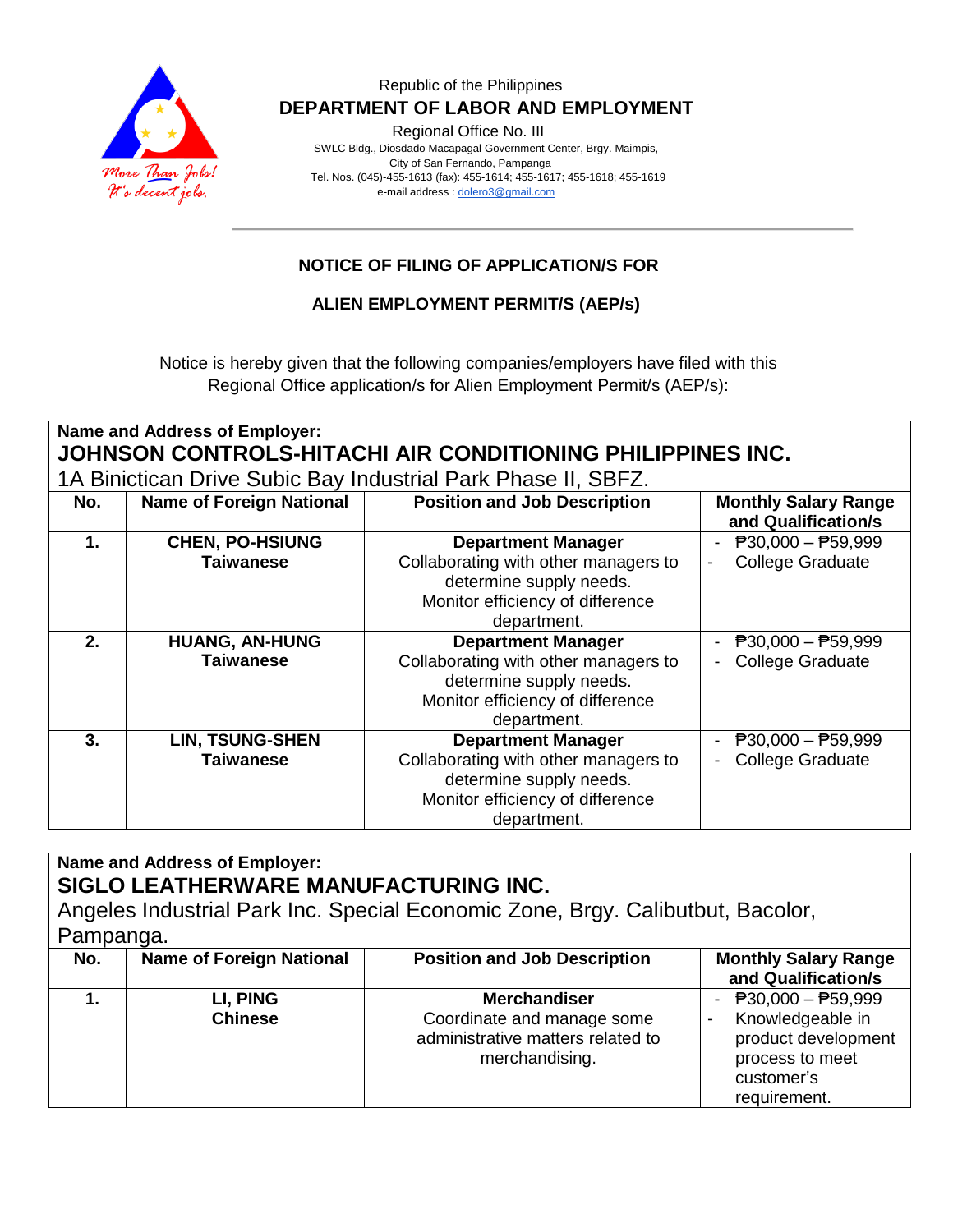Republic of the Philippines

**DEPARTMENT OF LABOR AND EMPLOYMENT**

Regional Office No. III

SWLC Bldg., Diosdado Macapagal Government Center, Brgy. Maimpis, City of San Fernando, Pampanga

Tel. Nos. (045)-455-1613 (fax): 455-1614; 455-1617; 455-1618; 455-1619

e-mail address : dolero3@gmail.com

---

## NOTICE OF FILING OF APPLICATION/S FOR

## ALIEN EMPLOYMENT PERMIT/S (AEP/s)

Notice is hereby given that the following companies/employers have filed with this Regional Office application/s for Alien Employment Permit/s (AEP/s):

**Name and Address of Employer:**
**JOHNSON CONTROLS-HITACHI AIR CONDITIONING PHILIPPINES INC.**
1A Binictican Drive Subic Bay Industrial Park Phase II, SBFZ.

| No. | Name of Foreign National | Position and Job Description | Monthly Salary Range and Qualification/s |
|---|---|---|---|
| **1.** | **CHEN, PO-HSIUNG** **Taiwanese** | **Department Manager** Collaborating with other managers to determine supply needs. Monitor efficiency of difference department. | - ₱30,000 – ₱59,999 - College Graduate |
| **2.** | **HUANG, AN-HUNG** **Taiwanese** | **Department Manager** Collaborating with other managers to determine supply needs. Monitor efficiency of difference department. | - ₱30,000 – ₱59,999 - College Graduate |
| **3.** | **LIN, TSUNG-SHEN** **Taiwanese** | **Department Manager** Collaborating with other managers to determine supply needs. Monitor efficiency of difference department. | - ₱30,000 – ₱59,999 - College Graduate |

**Name and Address of Employer:**
**SIGLO LEATHERWARE MANUFACTURING INC.**
Angeles Industrial Park Inc. Special Economic Zone, Brgy. Calibutbut, Bacolor, Pampanga.

| No. | Name of Foreign National | Position and Job Description | Monthly Salary Range and Qualification/s |
|---|---|---|---|
| **1.** | **LI, PING** **Chinese** | **Merchandiser** Coordinate and manage some administrative matters related to merchandising. | - ₱30,000 – ₱59,999 - Knowledgeable in product development process to meet customer's requirement. |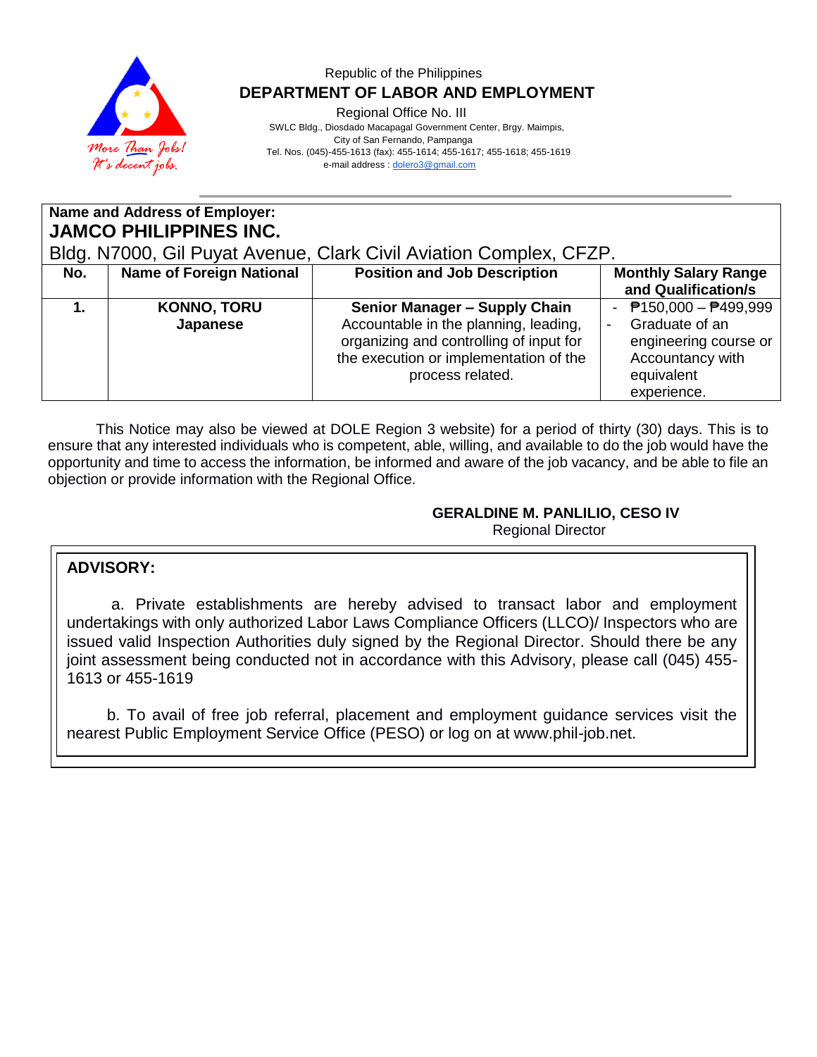Republic of the Philippines
**DEPARTMENT OF LABOR AND EMPLOYMENT**
Regional Office No. III
SWLC Bldg., Diosdado Macapagal Government Center, Brgy. Maimpis,
City of San Fernando, Pampanga
Tel. Nos. (045)-455-1613 (fax): 455-1614; 455-1617; 455-1618; 455-1619
e-mail address : dolero3@gmail.com

More Than Jobs! It's decent jobs.

**Name and Address of Employer:**
**JAMCO PHILIPPINES INC.**
Bldg. N7000, Gil Puyat Avenue, Clark Civil Aviation Complex, CFZP.

| No. | Name of Foreign National | Position and Job Description | Monthly Salary Range and Qualification/s |
|---|---|---|---|
| **1.** | **KONNO, TORU** **Japanese** | **Senior Manager – Supply Chain** Accountable in the planning, leading, organizing and controlling of input for the execution or implementation of the process related. | - ₱150,000 – ₱499,999 - Graduate of an engineering course or Accountancy with equivalent experience. |

This Notice may also be viewed at DOLE Region 3 website) for a period of thirty (30) days. This is to ensure that any interested individuals who is competent, able, willing, and available to do the job would have the opportunity and time to access the information, be informed and aware of the job vacancy, and be able to file an objection or provide information with the Regional Office.

**GERALDINE M. PANLILIO, CESO IV**
Regional Director

**ADVISORY:**

a. Private establishments are hereby advised to transact labor and employment undertakings with only authorized Labor Laws Compliance Officers (LLCO)/ Inspectors who are issued valid Inspection Authorities duly signed by the Regional Director. Should there be any joint assessment being conducted not in accordance with this Advisory, please call (045) 455-1613 or 455-1619

b. To avail of free job referral, placement and employment guidance services visit the nearest Public Employment Service Office (PESO) or log on at www.phil-job.net.